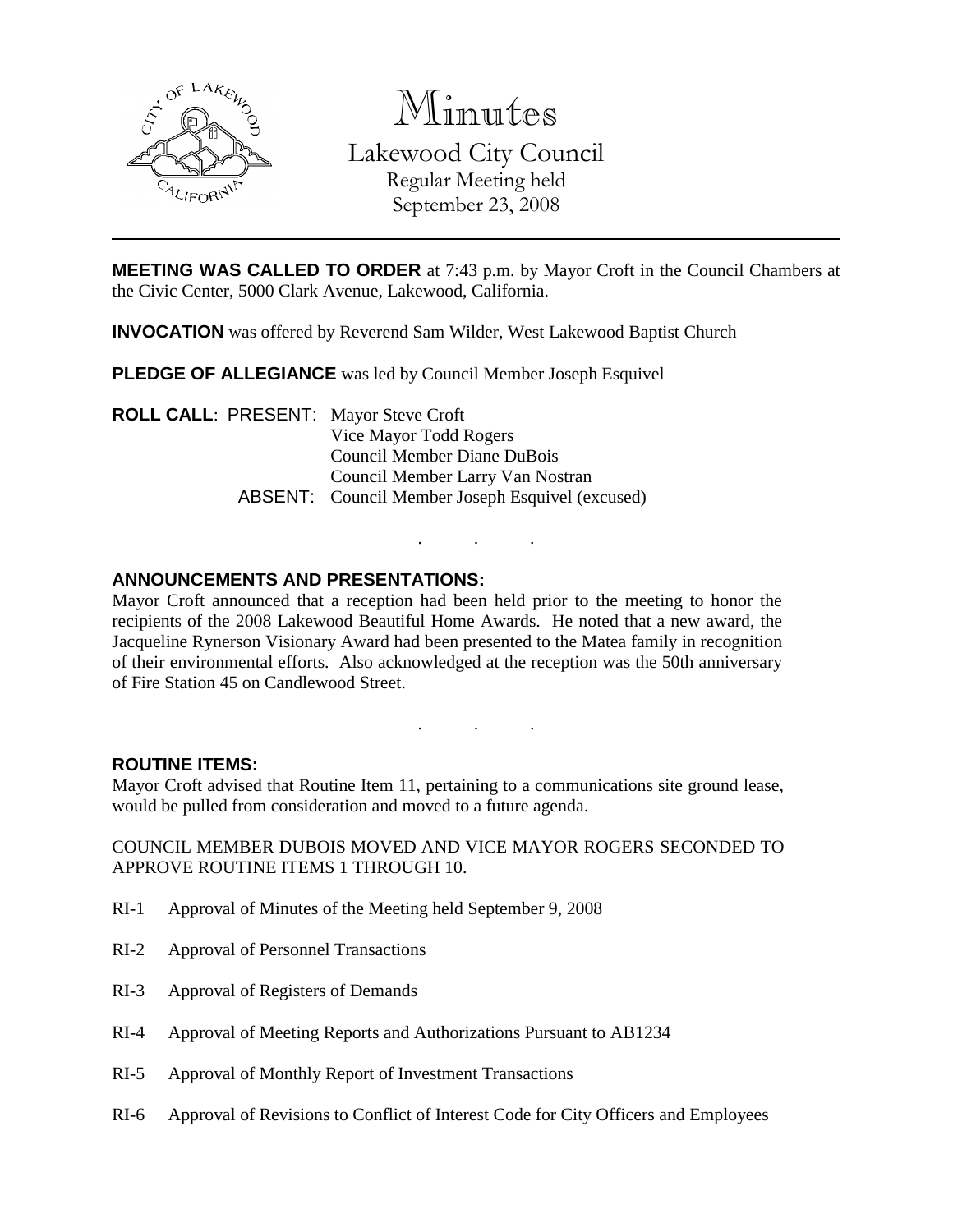# Minutes

## Lakewood City Council

Regular Meeting held
September 23, 2008

---

**MEETING WAS CALLED TO ORDER** at 7:43 p.m. by Mayor Croft in the Council Chambers at the Civic Center, 5000 Clark Avenue, Lakewood, California.

**INVOCATION** was offered by Reverend Sam Wilder, West Lakewood Baptist Church

**PLEDGE OF ALLEGIANCE** was led by Council Member Joseph Esquivel

**ROLL CALL**: PRESENT: Mayor Steve Croft
Vice Mayor Todd Rogers
Council Member Diane DuBois
Council Member Larry Van Nostran
ABSENT: Council Member Joseph Esquivel (excused)

. . .

**ANNOUNCEMENTS AND PRESENTATIONS:**

Mayor Croft announced that a reception had been held prior to the meeting to honor the recipients of the 2008 Lakewood Beautiful Home Awards. He noted that a new award, the Jacqueline Rynerson Visionary Award had been presented to the Matea family in recognition of their environmental efforts. Also acknowledged at the reception was the 50th anniversary of Fire Station 45 on Candlewood Street.

. . .

**ROUTINE ITEMS:**

Mayor Croft advised that Routine Item 11, pertaining to a communications site ground lease, would be pulled from consideration and moved to a future agenda.

COUNCIL MEMBER DUBOIS MOVED AND VICE MAYOR ROGERS SECONDED TO APPROVE ROUTINE ITEMS 1 THROUGH 10.

RI-1 Approval of Minutes of the Meeting held September 9, 2008

RI-2 Approval of Personnel Transactions

RI-3 Approval of Registers of Demands

RI-4 Approval of Meeting Reports and Authorizations Pursuant to AB1234

RI-5 Approval of Monthly Report of Investment Transactions

RI-6 Approval of Revisions to Conflict of Interest Code for City Officers and Employees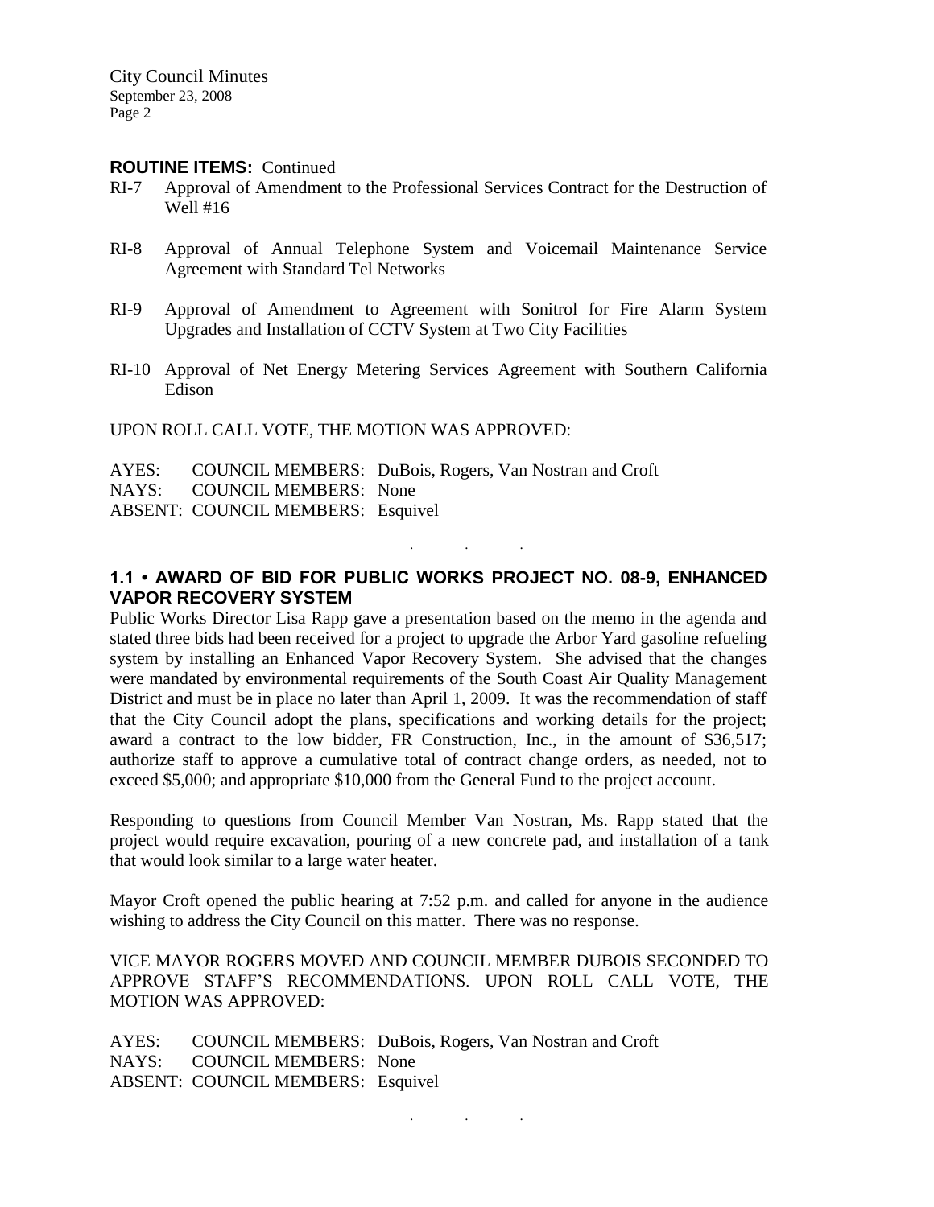**ROUTINE ITEMS:** Continued

RI-7 Approval of Amendment to the Professional Services Contract for the Destruction of Well #16

RI-8 Approval of Annual Telephone System and Voicemail Maintenance Service Agreement with Standard Tel Networks

RI-9 Approval of Amendment to Agreement with Sonitrol for Fire Alarm System Upgrades and Installation of CCTV System at Two City Facilities

RI-10 Approval of Net Energy Metering Services Agreement with Southern California Edison

UPON ROLL CALL VOTE, THE MOTION WAS APPROVED:

AYES: COUNCIL MEMBERS: DuBois, Rogers, Van Nostran and Croft
NAYS: COUNCIL MEMBERS: None
ABSENT: COUNCIL MEMBERS: Esquivel

. . .

### 1.1 • AWARD OF BID FOR PUBLIC WORKS PROJECT NO. 08-9, ENHANCED VAPOR RECOVERY SYSTEM

Public Works Director Lisa Rapp gave a presentation based on the memo in the agenda and stated three bids had been received for a project to upgrade the Arbor Yard gasoline refueling system by installing an Enhanced Vapor Recovery System. She advised that the changes were mandated by environmental requirements of the South Coast Air Quality Management District and must be in place no later than April 1, 2009. It was the recommendation of staff that the City Council adopt the plans, specifications and working details for the project; award a contract to the low bidder, FR Construction, Inc., in the amount of $36,517; authorize staff to approve a cumulative total of contract change orders, as needed, not to exceed $5,000; and appropriate $10,000 from the General Fund to the project account.

Responding to questions from Council Member Van Nostran, Ms. Rapp stated that the project would require excavation, pouring of a new concrete pad, and installation of a tank that would look similar to a large water heater.

Mayor Croft opened the public hearing at 7:52 p.m. and called for anyone in the audience wishing to address the City Council on this matter. There was no response.

VICE MAYOR ROGERS MOVED AND COUNCIL MEMBER DUBOIS SECONDED TO APPROVE STAFF'S RECOMMENDATIONS. UPON ROLL CALL VOTE, THE MOTION WAS APPROVED:

AYES: COUNCIL MEMBERS: DuBois, Rogers, Van Nostran and Croft
NAYS: COUNCIL MEMBERS: None
ABSENT: COUNCIL MEMBERS: Esquivel

. . .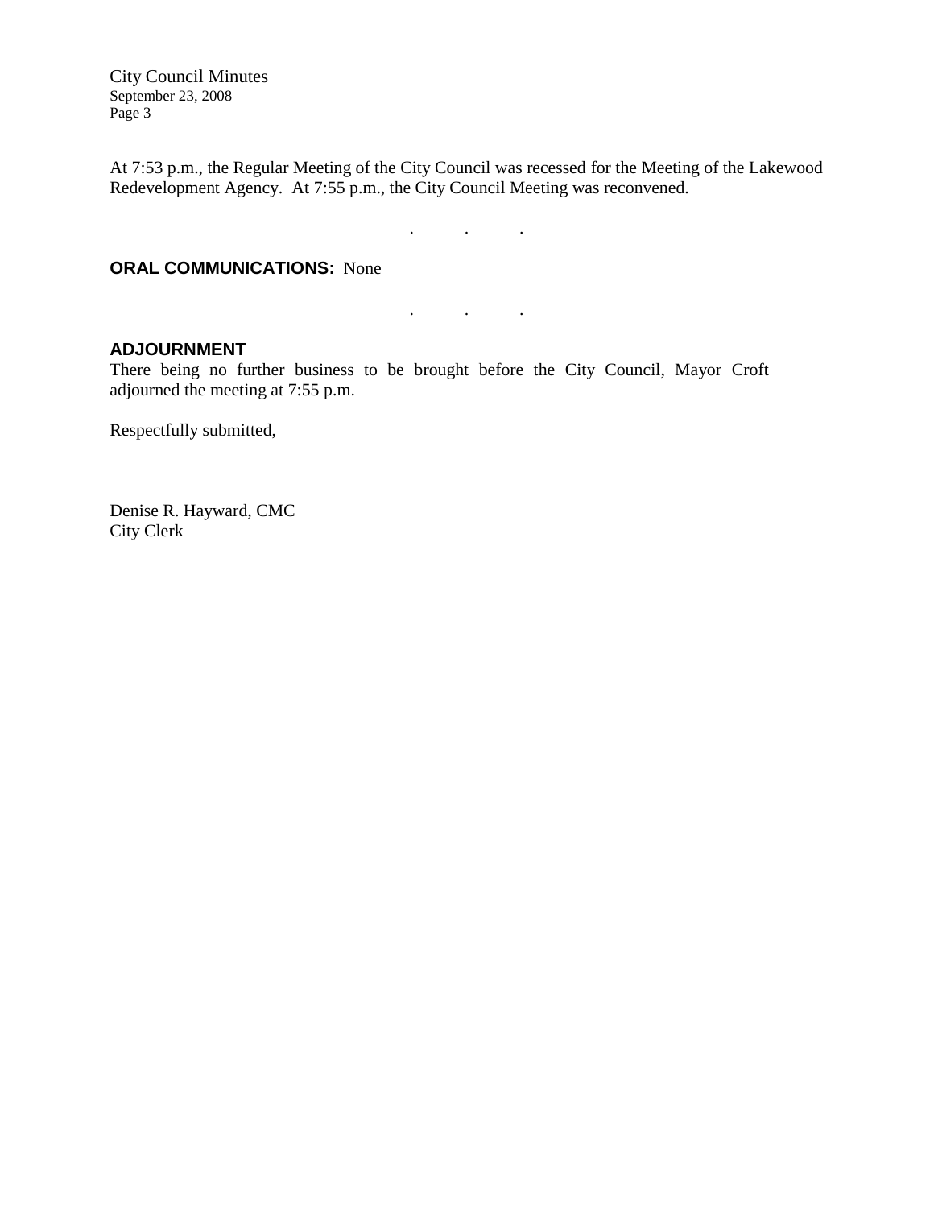At 7:53 p.m., the Regular Meeting of the City Council was recessed for the Meeting of the Lakewood Redevelopment Agency. At 7:55 p.m., the City Council Meeting was reconvened.

. . .

**ORAL COMMUNICATIONS:** None

. . .

**ADJOURNMENT**

There being no further business to be brought before the City Council, Mayor Croft adjourned the meeting at 7:55 p.m.

Respectfully submitted,

Denise R. Hayward, CMC
City Clerk